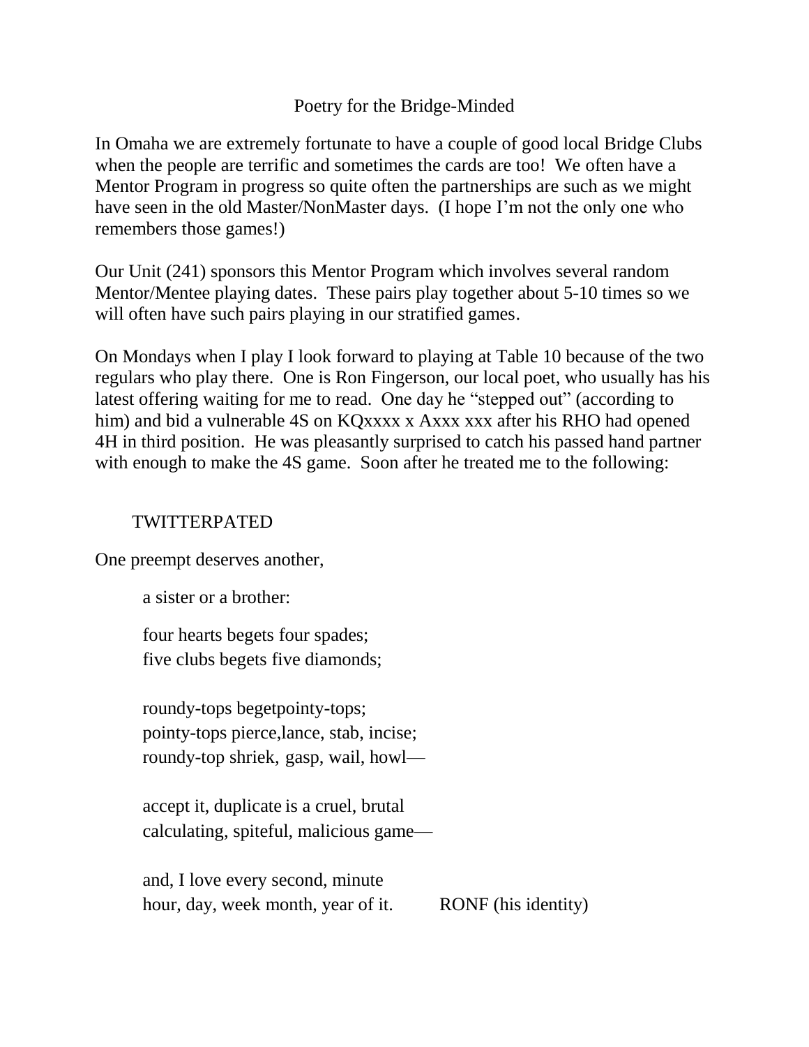# Poetry for the Bridge-Minded

In Omaha we are extremely fortunate to have a couple of good local Bridge Clubs when the people are terrific and sometimes the cards are too! We often have a Mentor Program in progress so quite often the partnerships are such as we might have seen in the old Master/NonMaster days. (I hope I'm not the only one who remembers those games!)

Our Unit (241) sponsors this Mentor Program which involves several random Mentor/Mentee playing dates. These pairs play together about 5-10 times so we will often have such pairs playing in our stratified games.

On Mondays when I play I look forward to playing at Table 10 because of the two regulars who play there. One is Ron Fingerson, our local poet, who usually has his latest offering waiting for me to read. One day he "stepped out" (according to him) and bid a vulnerable 4S on KQxxxx x Axxx xxx after his RHO had opened 4H in third position. He was pleasantly surprised to catch his passed hand partner with enough to make the 4S game. Soon after he treated me to the following:

## TWITTERPATED

One preempt deserves another,

a sister or a brother:

four hearts begets four spades;  
five clubs begets five diamonds;

roundy-tops begetpointy-tops;  
pointy-tops pierce,lance, stab, incise;  
roundy-top shriek, gasp, wail, howl—

accept it, duplicate is a cruel, brutal  
calculating, spiteful, malicious game—

and, I love every second, minute  
hour, day, week month, year of it. RONF (his identity)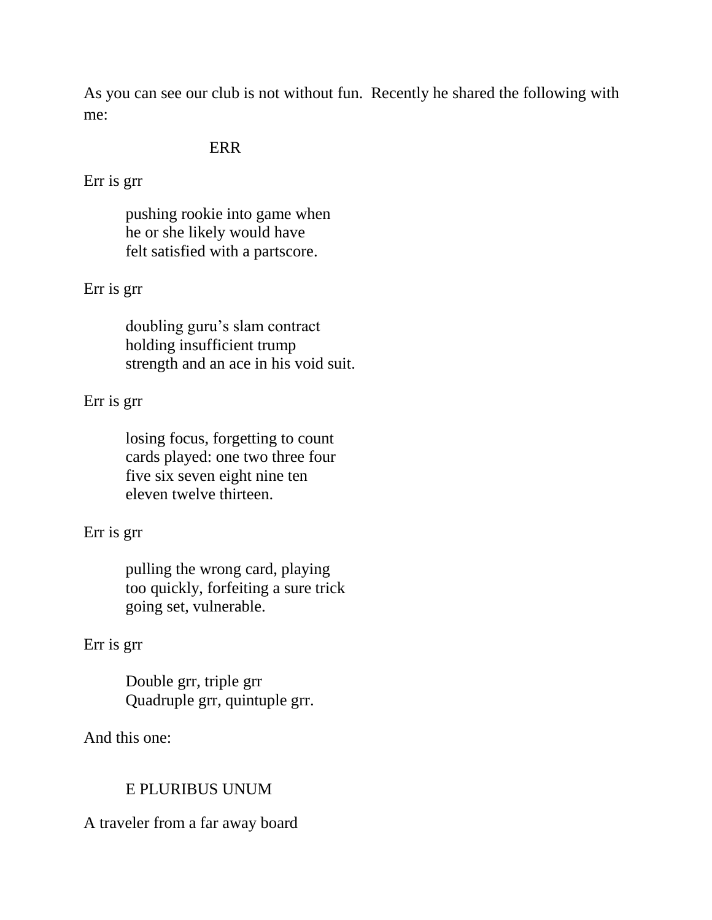As you can see our club is not without fun. Recently he shared the following with me:

ERR

Err is grr

pushing rookie into game when
he or she likely would have
felt satisfied with a partscore.

Err is grr

doubling guru's slam contract
holding insufficient trump
strength and an ace in his void suit.

Err is grr

losing focus, forgetting to count
cards played: one two three four
five six seven eight nine ten
eleven twelve thirteen.

Err is grr

pulling the wrong card, playing
too quickly, forfeiting a sure trick
going set, vulnerable.

Err is grr

Double grr, triple grr
Quadruple grr, quintuple grr.

And this one:

E PLURIBUS UNUM

A traveler from a far away board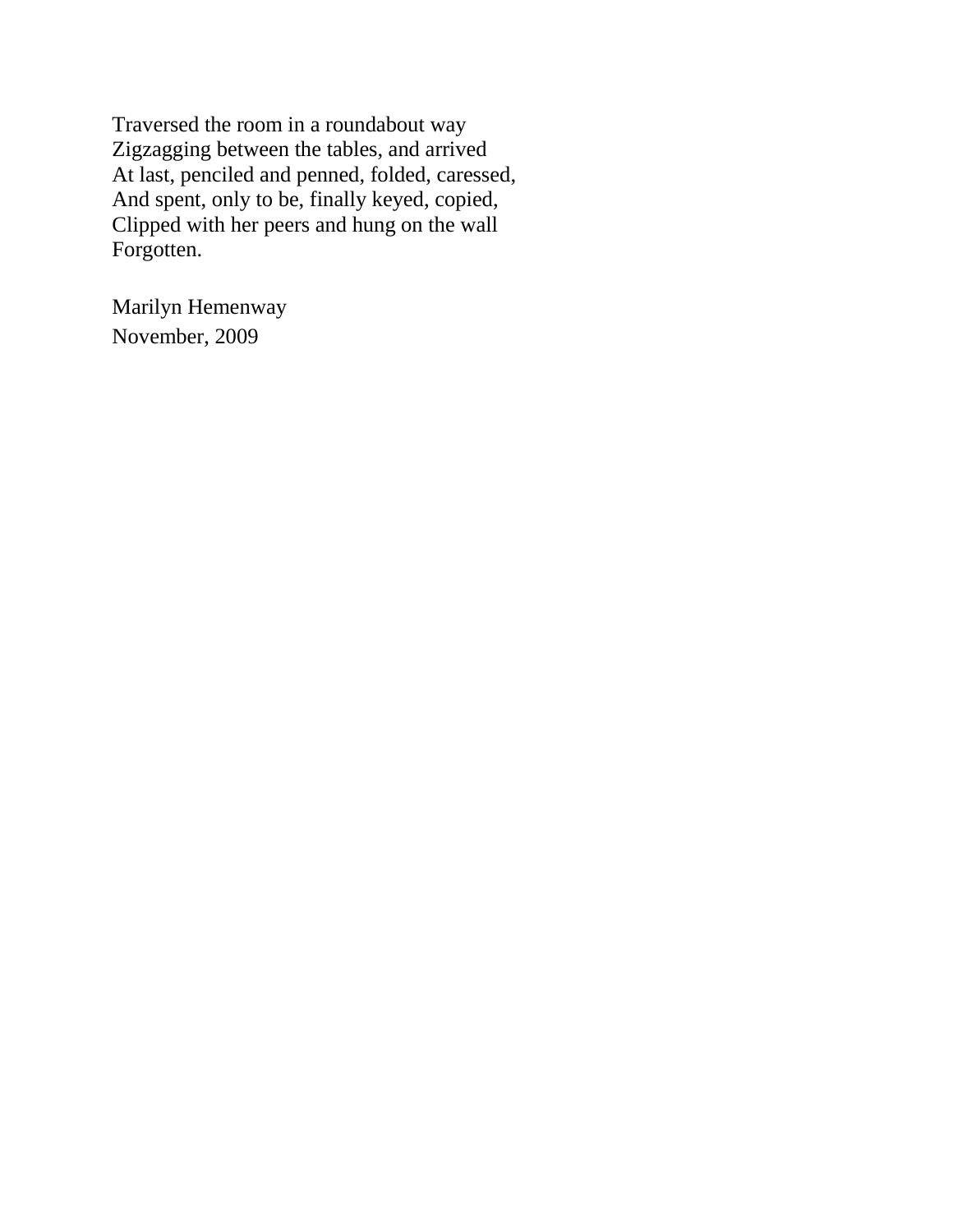Traversed the room in a roundabout way  
Zigzagging between the tables, and arrived  
At last, penciled and penned, folded, caressed,  
And spent, only to be, finally keyed, copied,  
Clipped with her peers and hung on the wall  
Forgotten.

Marilyn Hemenway  
November, 2009